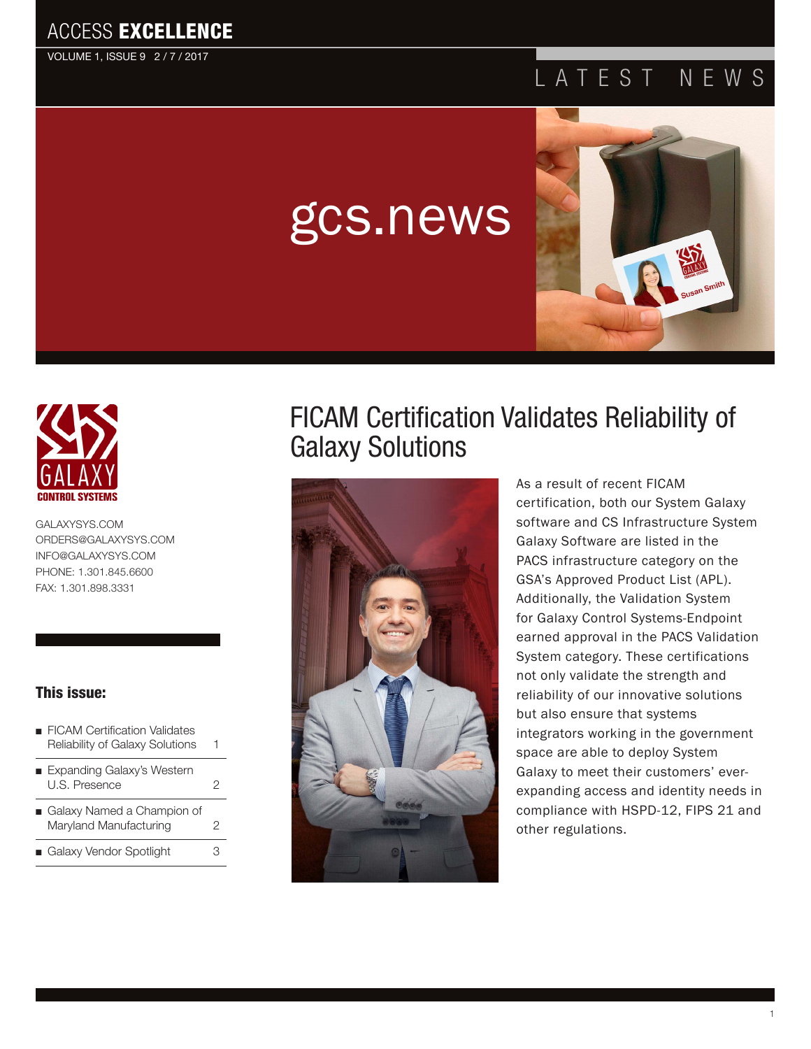# ACCESS **EXCELLENCE**

VOLUME 1, ISSUE 9 2 / 7 / 2017

LATEST NEWS

gcs.news

GALAXY CONTROL SYSTEMS

GALAXYSYS.COM
ORDERS@GALAXYSYS.COM
INFO@GALAXYSYS.COM
PHONE: 1.301.845.6600
FAX: 1.301.898.3331

**This issue:**

| | |
|---|---|
| FICAM Certification Validates Reliability of Galaxy Solutions | 1 |
| Expanding Galaxy's Western U.S. Presence | 2 |
| Galaxy Named a Champion of Maryland Manufacturing | 2 |
| Galaxy Vendor Spotlight | 3 |

## FICAM Certification Validates Reliability of Galaxy Solutions

As a result of recent FICAM certification, both our System Galaxy software and CS Infrastructure System Galaxy Software are listed in the PACS infrastructure category on the GSA's Approved Product List (APL). Additionally, the Validation System for Galaxy Control Systems-Endpoint earned approval in the PACS Validation System category. These certifications not only validate the strength and reliability of our innovative solutions but also ensure that systems integrators working in the government space are able to deploy System Galaxy to meet their customers' ever-expanding access and identity needs in compliance with HSPD-12, FIPS 21 and other regulations.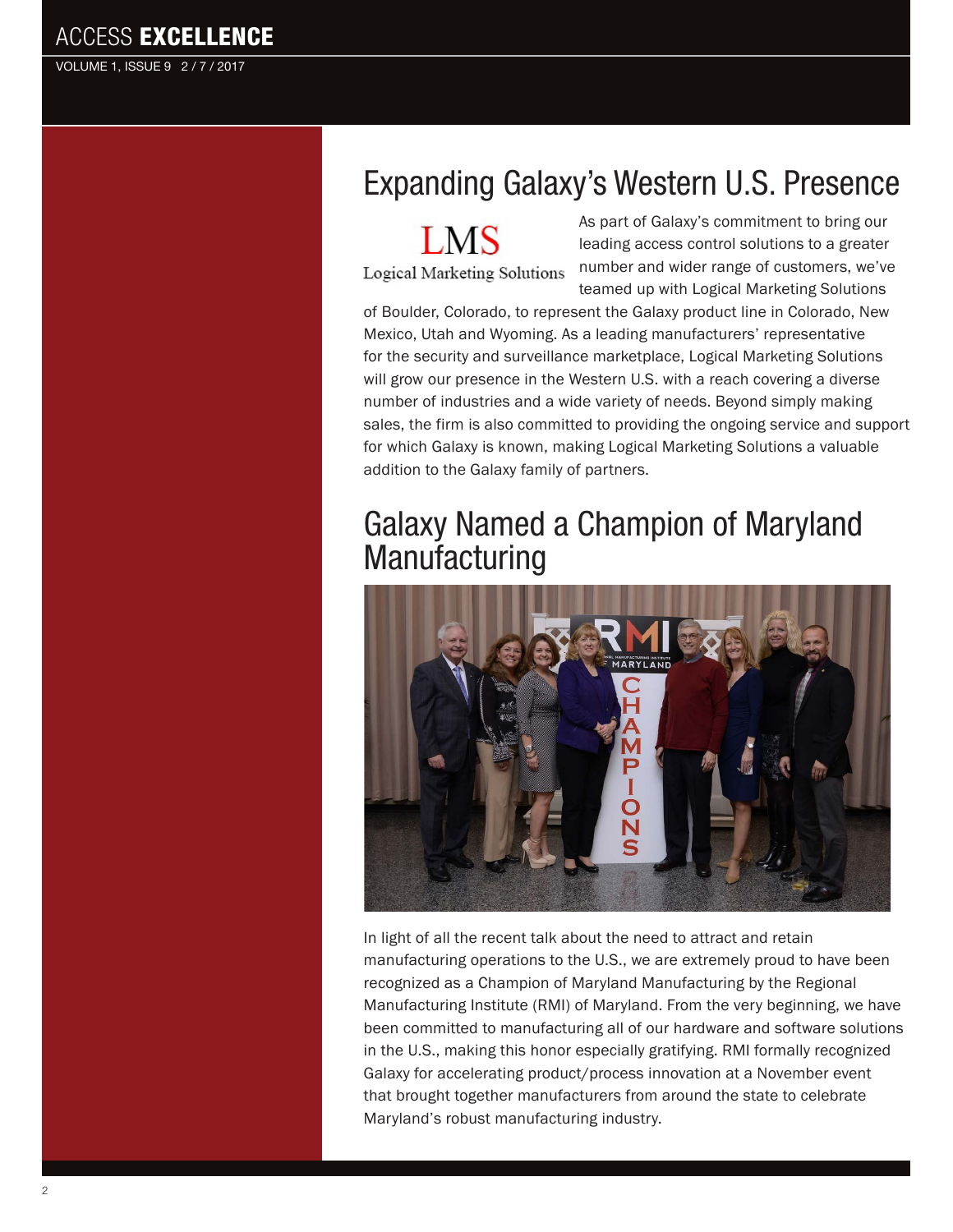## Expanding Galaxy's Western U.S. Presence

LMS
Logical Marketing Solutions

As part of Galaxy's commitment to bring our leading access control solutions to a greater number and wider range of customers, we've teamed up with Logical Marketing Solutions of Boulder, Colorado, to represent the Galaxy product line in Colorado, New Mexico, Utah and Wyoming. As a leading manufacturers' representative for the security and surveillance marketplace, Logical Marketing Solutions will grow our presence in the Western U.S. with a reach covering a diverse number of industries and a wide variety of needs. Beyond simply making sales, the firm is also committed to providing the ongoing service and support for which Galaxy is known, making Logical Marketing Solutions a valuable addition to the Galaxy family of partners.

## Galaxy Named a Champion of Maryland Manufacturing

In light of all the recent talk about the need to attract and retain manufacturing operations to the U.S., we are extremely proud to have been recognized as a Champion of Maryland Manufacturing by the Regional Manufacturing Institute (RMI) of Maryland. From the very beginning, we have been committed to manufacturing all of our hardware and software solutions in the U.S., making this honor especially gratifying. RMI formally recognized Galaxy for accelerating product/process innovation at a November event that brought together manufacturers from around the state to celebrate Maryland's robust manufacturing industry.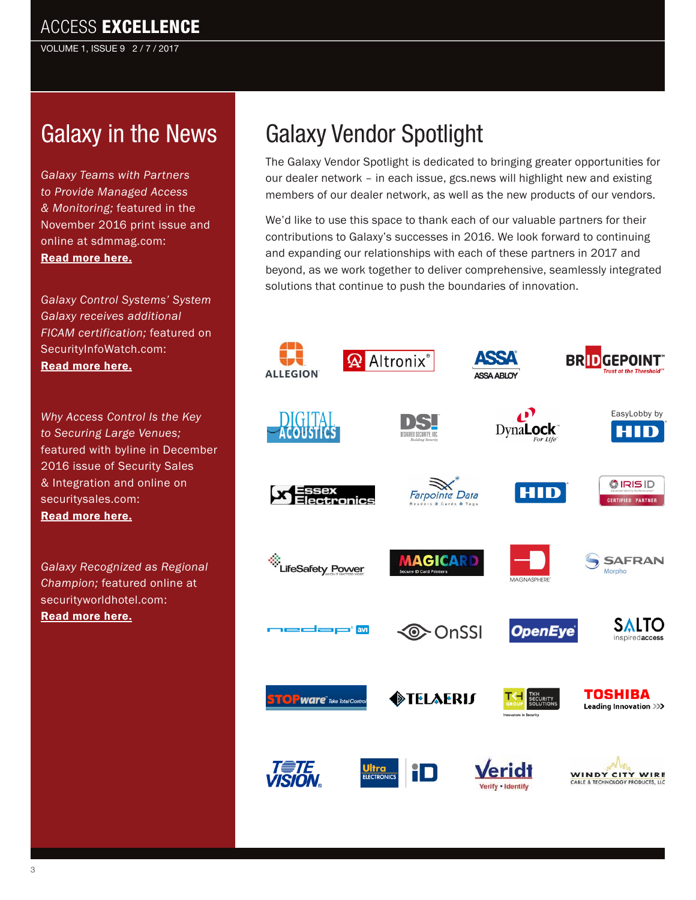# ACCESS EXCELLENCE

VOLUME 1, ISSUE 9 2 / 7 / 2017

## Galaxy in the News

*Galaxy Teams with Partners to Provide Managed Access & Monitoring;* featured in the November 2016 print issue and online at sdmmag.com: **Read more here.**

*Galaxy Control Systems' System Galaxy receives additional FICAM certification;* featured on SecurityInfoWatch.com: **Read more here.**

*Why Access Control Is the Key to Securing Large Venues;* featured with byline in December 2016 issue of Security Sales & Integration and online on securitysales.com: **Read more here.**

*Galaxy Recognized as Regional Champion;* featured online at securityworldhotel.com: **Read more here.**

## Galaxy Vendor Spotlight

The Galaxy Vendor Spotlight is dedicated to bringing greater opportunities for our dealer network – in each issue, gcs.news will highlight new and existing members of our dealer network, as well as the new products of our vendors.

We'd like to use this space to thank each of our valuable partners for their contributions to Galaxy's successes in 2016. We look forward to continuing and expanding our relationships with each of these partners in 2017 and beyond, as we work together to deliver comprehensive, seamlessly integrated solutions that continue to push the boundaries of innovation.

ALLEGION | Altronix | ASSA ABLOY | BRIDGEPOINT Trust at the Threshold

DIGITAL ACOUSTICS | DSI Designed Security, Inc. | DynaLock For Life | EasyLobby by HID

Essex Electronics | Farpointe Data | HID | IRIS ID Certified Partner

LifeSafety Power | MAGICARD Secure ID Card Printers | MAGNASPHERE | SAFRAN Morpho

nedap avi | OnSSI | OpenEye | SALTO inspiredaccess

STOPware Take Total Control | TELAERIS | TKH Group Security Solutions | TOSHIBA Leading Innovation

TOTE VISION | Ultra Electronics iD | Veridt Verify • Identify | WINDY CITY WIRE Cable & Technology Products, LLC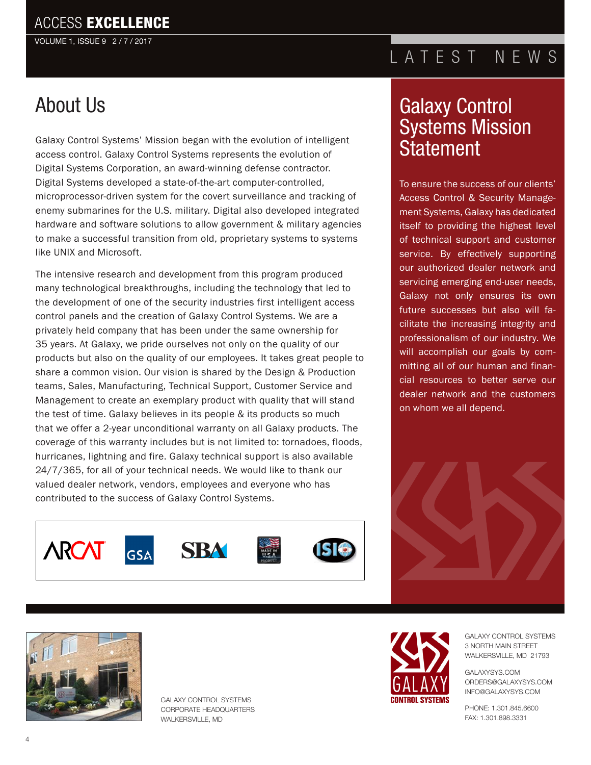# About Us

Galaxy Control Systems' Mission began with the evolution of intelligent access control. Galaxy Control Systems represents the evolution of Digital Systems Corporation, an award-winning defense contractor. Digital Systems developed a state-of-the-art computer-controlled, microprocessor-driven system for the covert surveillance and tracking of enemy submarines for the U.S. military. Digital also developed integrated hardware and software solutions to allow government & military agencies to make a successful transition from old, proprietary systems to systems like UNIX and Microsoft.

The intensive research and development from this program produced many technological breakthroughs, including the technology that led to the development of one of the security industries first intelligent access control panels and the creation of Galaxy Control Systems. We are a privately held company that has been under the same ownership for 35 years. At Galaxy, we pride ourselves not only on the quality of our products but also on the quality of our employees. It takes great people to share a common vision. Our vision is shared by the Design & Production teams, Sales, Manufacturing, Technical Support, Customer Service and Management to create an exemplary product with quality that will stand the test of time. Galaxy believes in its people & its products so much that we offer a 2-year unconditional warranty on all Galaxy products. The coverage of this warranty includes but is not limited to: tornadoes, floods, hurricanes, lightning and fire. Galaxy technical support is also available 24/7/365, for all of your technical needs. We would like to thank our valued dealer network, vendors, employees and everyone who has contributed to the success of Galaxy Control Systems.

ARCAT GSA SBA MADE IN U.S.A. PRODUCT ISI

## LATEST NEWS

## Galaxy Control Systems Mission Statement

To ensure the success of our clients' Access Control & Security Management Systems, Galaxy has dedicated itself to providing the highest level of technical support and customer service. By effectively supporting our authorized dealer network and servicing emerging end-user needs, Galaxy not only ensures its own future successes but also will facilitate the increasing integrity and professionalism of our industry. We will accomplish our goals by committing all of our human and financial resources to better serve our dealer network and the customers on whom we all depend.

GALAXY CONTROL SYSTEMS
CORPORATE HEADQUARTERS
WALKERSVILLE, MD

GALAXY CONTROL SYSTEMS

GALAXY CONTROL SYSTEMS
3 NORTH MAIN STREET
WALKERSVILLE, MD 21793

GALAXYSYS.COM
ORDERS@GALAXYSYS.COM
INFO@GALAXYSYS.COM

PHONE: 1.301.845.6600
FAX: 1.301.898.3331